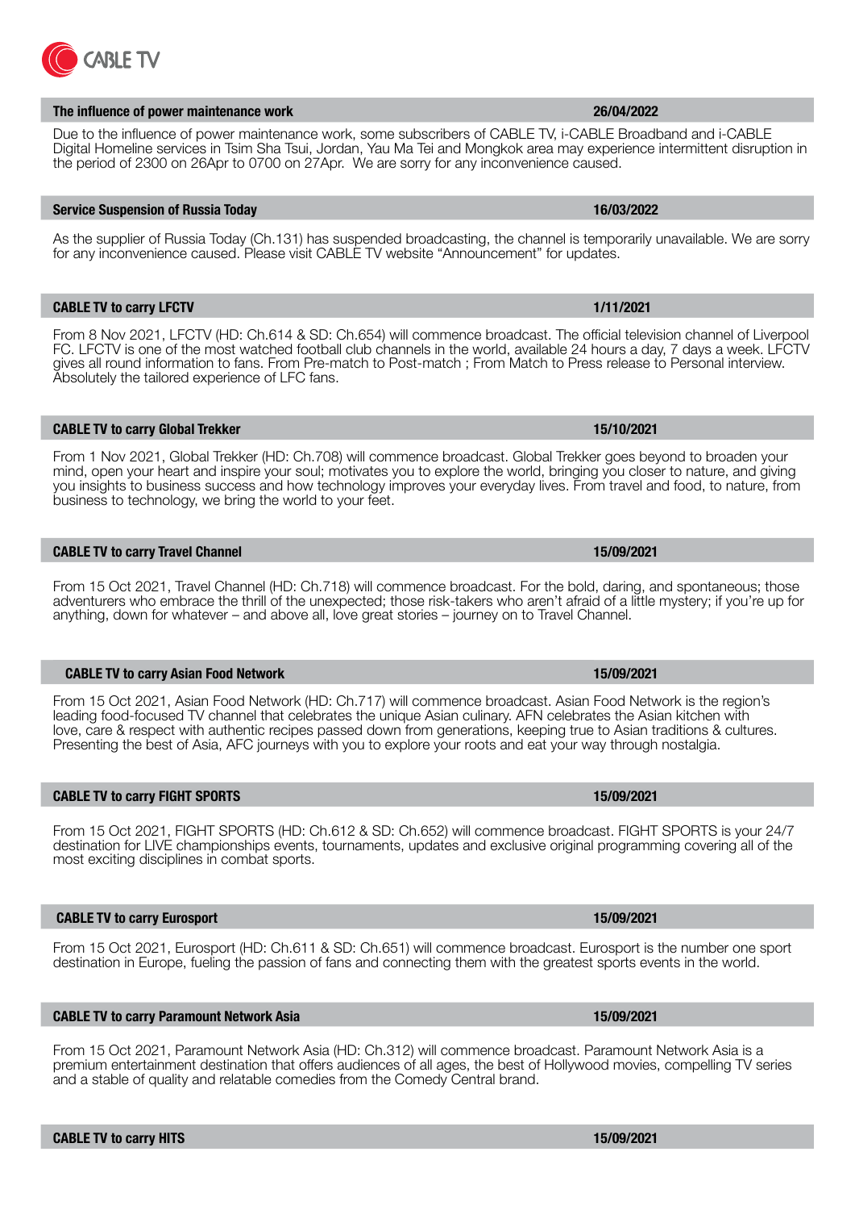CABLE TV

## The influence of power maintenance work

26/04/2022

Due to the influence of power maintenance work, some subscribers of CABLE TV, i-CABLE Broadband and i-CABLE Digital Homeline services in Tsim Sha Tsui, Jordan, Yau Ma Tei and Mongkok area may experience intermittent disruption in the period of 2300 on 26Apr to 0700 on 27Apr. We are sorry for any inconvenience caused.

## Service Suspension of Russia Today

16/03/2022

As the supplier of Russia Today (Ch.131) has suspended broadcasting, the channel is temporarily unavailable. We are sorry for any inconvenience caused. Please visit CABLE TV website "Announcement" for updates.

## CABLE TV to carry LFCTV

1/11/2021

From 8 Nov 2021, LFCTV (HD: Ch.614 & SD: Ch.654) will commence broadcast. The official television channel of Liverpool FC. LFCTV is one of the most watched football club channels in the world, available 24 hours a day, 7 days a week. LFCTV gives all round information to fans. From Pre-match to Post-match ; From Match to Press release to Personal interview. Absolutely the tailored experience of LFC fans.

## CABLE TV to carry Global Trekker

15/10/2021

From 1 Nov 2021, Global Trekker (HD: Ch.708) will commence broadcast. Global Trekker goes beyond to broaden your mind, open your heart and inspire your soul; motivates you to explore the world, bringing you closer to nature, and giving you insights to business success and how technology improves your everyday lives. From travel and food, to nature, from business to technology, we bring the world to your feet.

## CABLE TV to carry Travel Channel

15/09/2021

From 15 Oct 2021, Travel Channel (HD: Ch.718) will commence broadcast. For the bold, daring, and spontaneous; those adventurers who embrace the thrill of the unexpected; those risk-takers who aren't afraid of a little mystery; if you're up for anything, down for whatever – and above all, love great stories – journey on to Travel Channel.

## CABLE TV to carry Asian Food Network

15/09/2021

From 15 Oct 2021, Asian Food Network (HD: Ch.717) will commence broadcast. Asian Food Network is the region's leading food-focused TV channel that celebrates the unique Asian culinary. AFN celebrates the Asian kitchen with love, care & respect with authentic recipes passed down from generations, keeping true to Asian traditions & cultures. Presenting the best of Asia, AFC journeys with you to explore your roots and eat your way through nostalgia.

## CABLE TV to carry FIGHT SPORTS

15/09/2021

From 15 Oct 2021, FIGHT SPORTS (HD: Ch.612 & SD: Ch.652) will commence broadcast. FIGHT SPORTS is your 24/7 destination for LIVE championships events, tournaments, updates and exclusive original programming covering all of the most exciting disciplines in combat sports.

## CABLE TV to carry Eurosport

15/09/2021

From 15 Oct 2021, Eurosport (HD: Ch.611 & SD: Ch.651) will commence broadcast. Eurosport is the number one sport destination in Europe, fueling the passion of fans and connecting them with the greatest sports events in the world.

## CABLE TV to carry Paramount Network Asia

15/09/2021

From 15 Oct 2021, Paramount Network Asia (HD: Ch.312) will commence broadcast. Paramount Network Asia is a premium entertainment destination that offers audiences of all ages, the best of Hollywood movies, compelling TV series and a stable of quality and relatable comedies from the Comedy Central brand.

## CABLE TV to carry HITS

15/09/2021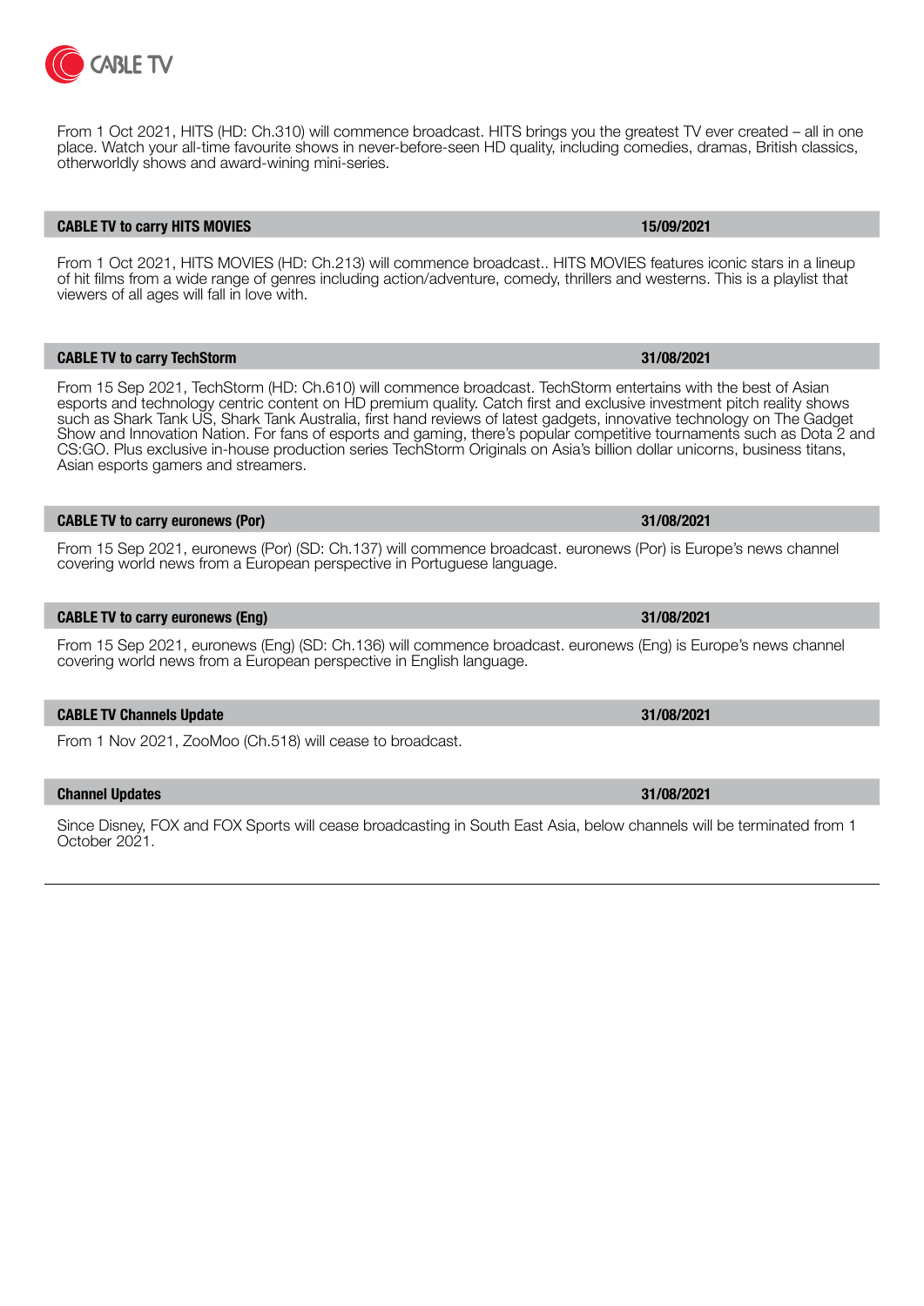From 1 Oct 2021, HITS (HD: Ch.310) will commence broadcast. HITS brings you the greatest TV ever created – all in one place. Watch your all-time favourite shows in never-before-seen HD quality, including comedies, dramas, British classics, otherworldly shows and award-wining mini-series.

## CABLE TV to carry HITS MOVIES — 15/09/2021

From 1 Oct 2021, HITS MOVIES (HD: Ch.213) will commence broadcast.. HITS MOVIES features iconic stars in a lineup of hit films from a wide range of genres including action/adventure, comedy, thrillers and westerns. This is a playlist that viewers of all ages will fall in love with.

## CABLE TV to carry TechStorm — 31/08/2021

From 15 Sep 2021, TechStorm (HD: Ch.610) will commence broadcast. TechStorm entertains with the best of Asian esports and technology centric content on HD premium quality. Catch first and exclusive investment pitch reality shows such as Shark Tank US, Shark Tank Australia, first hand reviews of latest gadgets, innovative technology on The Gadget Show and Innovation Nation. For fans of esports and gaming, there's popular competitive tournaments such as Dota 2 and CS:GO. Plus exclusive in-house production series TechStorm Originals on Asia's billion dollar unicorns, business titans, Asian esports gamers and streamers.

## CABLE TV to carry euronews (Por) — 31/08/2021

From 15 Sep 2021, euronews (Por) (SD: Ch.137) will commence broadcast. euronews (Por) is Europe's news channel covering world news from a European perspective in Portuguese language.

## CABLE TV to carry euronews (Eng) — 31/08/2021

From 15 Sep 2021, euronews (Eng) (SD: Ch.136) will commence broadcast. euronews (Eng) is Europe's news channel covering world news from a European perspective in English language.

## CABLE TV Channels Update — 31/08/2021

From 1 Nov 2021, ZooMoo (Ch.518) will cease to broadcast.

## Channel Updates — 31/08/2021

Since Disney, FOX and FOX Sports will cease broadcasting in South East Asia, below channels will be terminated from 1 October 2021.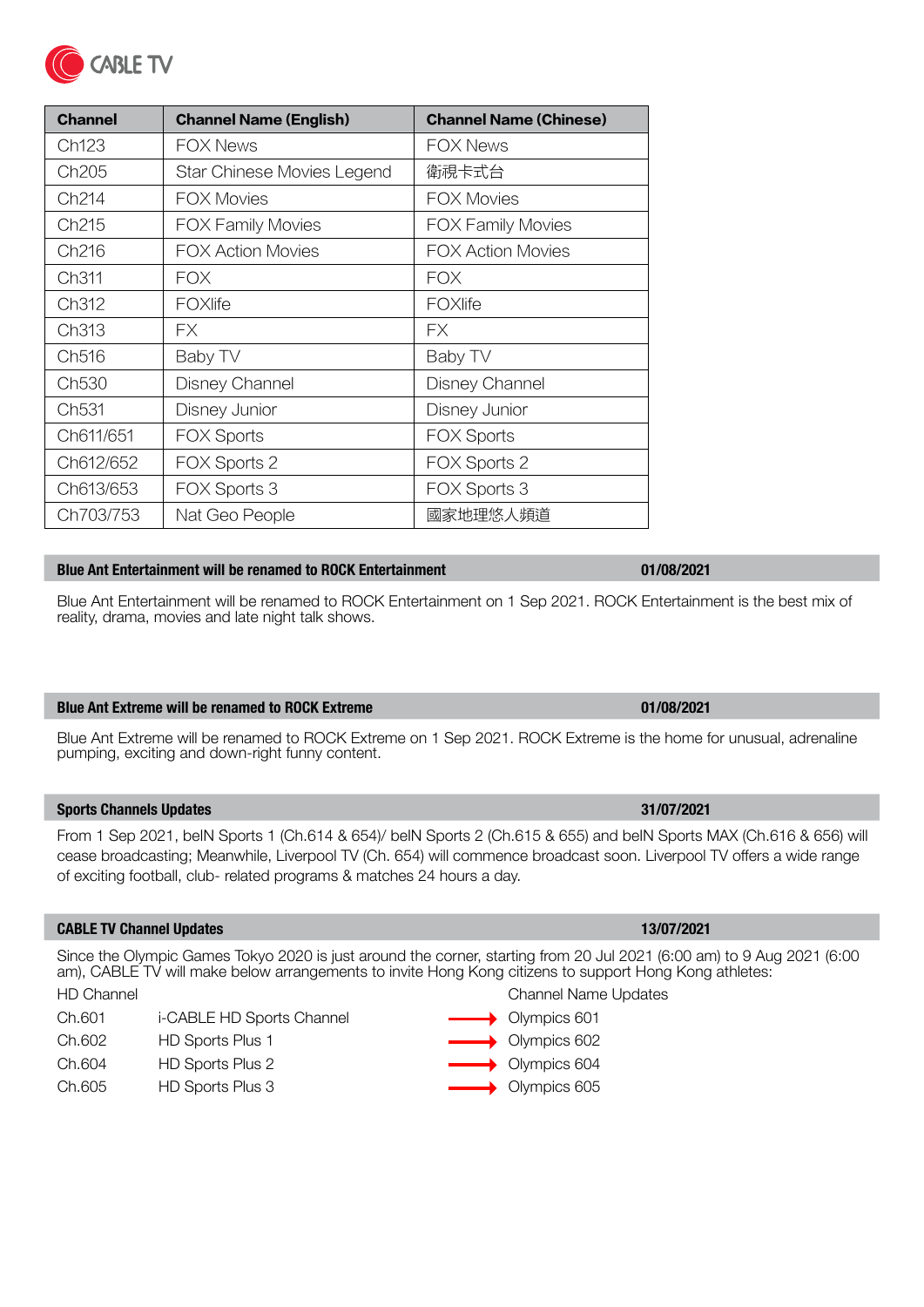| Channel | Channel Name (English) | Channel Name (Chinese) |
|---|---|---|
| Ch123 | FOX News | FOX News |
| Ch205 | Star Chinese Movies Legend | 衛視卡式台 |
| Ch214 | FOX Movies | FOX Movies |
| Ch215 | FOX Family Movies | FOX Family Movies |
| Ch216 | FOX Action Movies | FOX Action Movies |
| Ch311 | FOX | FOX |
| Ch312 | FOXlife | FOXlife |
| Ch313 | FX | FX |
| Ch516 | Baby TV | Baby TV |
| Ch530 | Disney Channel | Disney Channel |
| Ch531 | Disney Junior | Disney Junior |
| Ch611/651 | FOX Sports | FOX Sports |
| Ch612/652 | FOX Sports 2 | FOX Sports 2 |
| Ch613/653 | FOX Sports 3 | FOX Sports 3 |
| Ch703/753 | Nat Geo People | 國家地理悠人頻道 |

## Blue Ant Entertainment will be renamed to ROCK Entertainment — 01/08/2021

Blue Ant Entertainment will be renamed to ROCK Entertainment on 1 Sep 2021. ROCK Entertainment is the best mix of reality, drama, movies and late night talk shows.

## Blue Ant Extreme will be renamed to ROCK Extreme — 01/08/2021

Blue Ant Extreme will be renamed to ROCK Extreme on 1 Sep 2021. ROCK Extreme is the home for unusual, adrenaline pumping, exciting and down-right funny content.

## Sports Channels Updates — 31/07/2021

From 1 Sep 2021, beIN Sports 1 (Ch.614 & 654)/ beIN Sports 2 (Ch.615 & 655) and beIN Sports MAX (Ch.616 & 656) will cease broadcasting; Meanwhile, Liverpool TV (Ch. 654) will commence broadcast soon. Liverpool TV offers a wide range of exciting football, club- related programs & matches 24 hours a day.

## CABLE TV Channel Updates — 13/07/2021

Since the Olympic Games Tokyo 2020 is just around the corner, starting from 20 Jul 2021 (6:00 am) to 9 Aug 2021 (6:00 am), CABLE TV will make below arrangements to invite Hong Kong citizens to support Hong Kong athletes:

| HD Channel | | | Channel Name Updates |
|---|---|---|---|
| Ch.601 | i-CABLE HD Sports Channel | → | Olympics 601 |
| Ch.602 | HD Sports Plus 1 | → | Olympics 602 |
| Ch.604 | HD Sports Plus 2 | → | Olympics 604 |
| Ch.605 | HD Sports Plus 3 | → | Olympics 605 |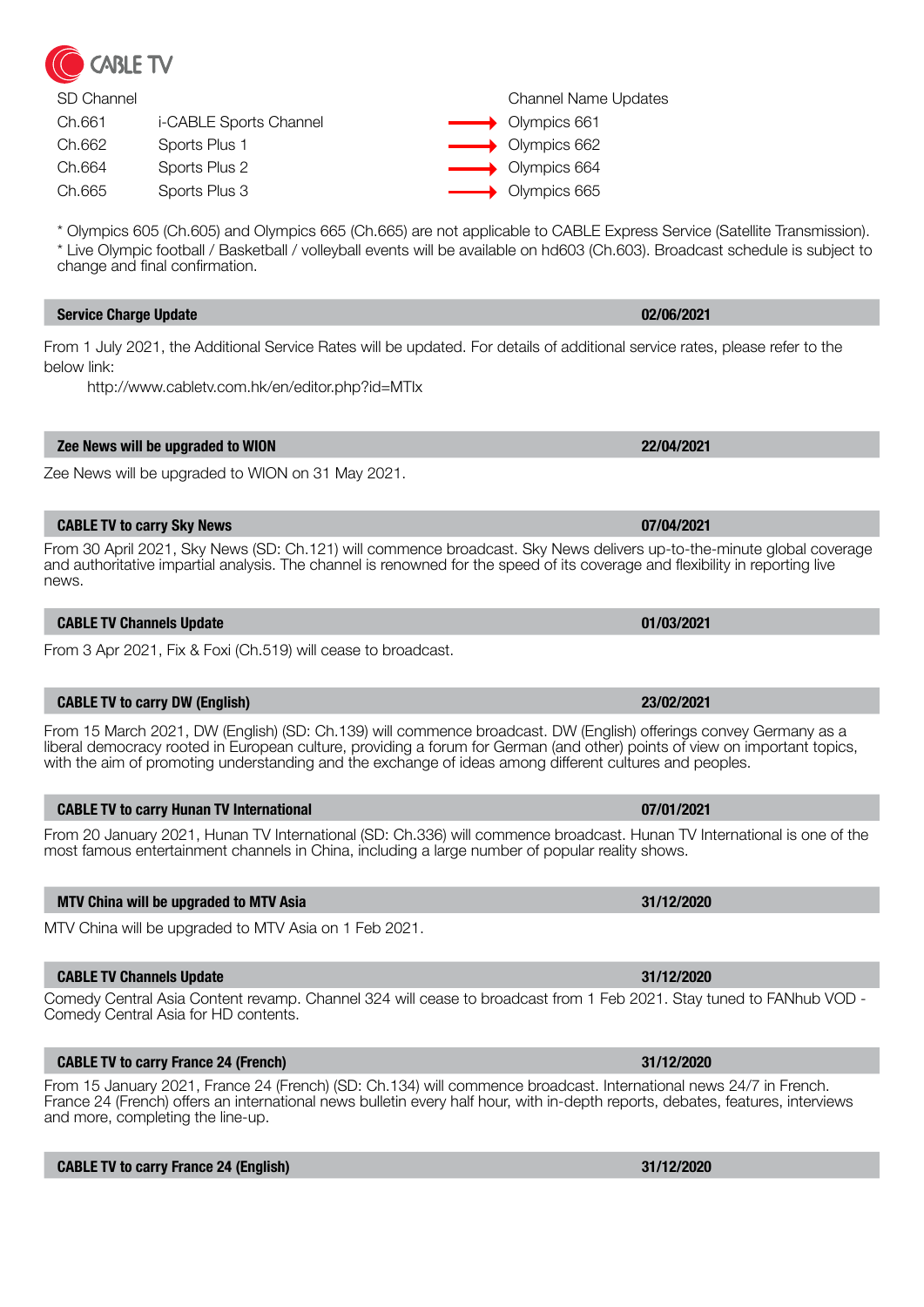CABLE TV

| SD Channel | | | Channel Name Updates |
| --- | --- | --- | --- |
| Ch.661 | i-CABLE Sports Channel | → | Olympics 661 |
| Ch.662 | Sports Plus 1 | → | Olympics 662 |
| Ch.664 | Sports Plus 2 | → | Olympics 664 |
| Ch.665 | Sports Plus 3 | → | Olympics 665 |

* Olympics 605 (Ch.605) and Olympics 665 (Ch.665) are not applicable to CABLE Express Service (Satellite Transmission).
* Live Olympic football / Basketball / volleyball events will be available on hd603 (Ch.603). Broadcast schedule is subject to change and final confirmation.

## Service Charge Update — 02/06/2021

From 1 July 2021, the Additional Service Rates will be updated. For details of additional service rates, please refer to the below link:

http://www.cabletv.com.hk/en/editor.php?id=MTIx

## Zee News will be upgraded to WION — 22/04/2021

Zee News will be upgraded to WION on 31 May 2021.

## CABLE TV to carry Sky News — 07/04/2021

From 30 April 2021, Sky News (SD: Ch.121) will commence broadcast. Sky News delivers up-to-the-minute global coverage and authoritative impartial analysis. The channel is renowned for the speed of its coverage and flexibility in reporting live news.

## CABLE TV Channels Update — 01/03/2021

From 3 Apr 2021, Fix & Foxi (Ch.519) will cease to broadcast.

## CABLE TV to carry DW (English) — 23/02/2021

From 15 March 2021, DW (English) (SD: Ch.139) will commence broadcast. DW (English) offerings convey Germany as a liberal democracy rooted in European culture, providing a forum for German (and other) points of view on important topics, with the aim of promoting understanding and the exchange of ideas among different cultures and peoples.

## CABLE TV to carry Hunan TV International — 07/01/2021

From 20 January 2021, Hunan TV International (SD: Ch.336) will commence broadcast. Hunan TV International is one of the most famous entertainment channels in China, including a large number of popular reality shows.

## MTV China will be upgraded to MTV Asia — 31/12/2020

MTV China will be upgraded to MTV Asia on 1 Feb 2021.

## CABLE TV Channels Update — 31/12/2020

Comedy Central Asia Content revamp. Channel 324 will cease to broadcast from 1 Feb 2021. Stay tuned to FANhub VOD - Comedy Central Asia for HD contents.

## CABLE TV to carry France 24 (French) — 31/12/2020

From 15 January 2021, France 24 (French) (SD: Ch.134) will commence broadcast. International news 24/7 in French. France 24 (French) offers an international news bulletin every half hour, with in-depth reports, debates, features, interviews and more, completing the line-up.

## CABLE TV to carry France 24 (English) — 31/12/2020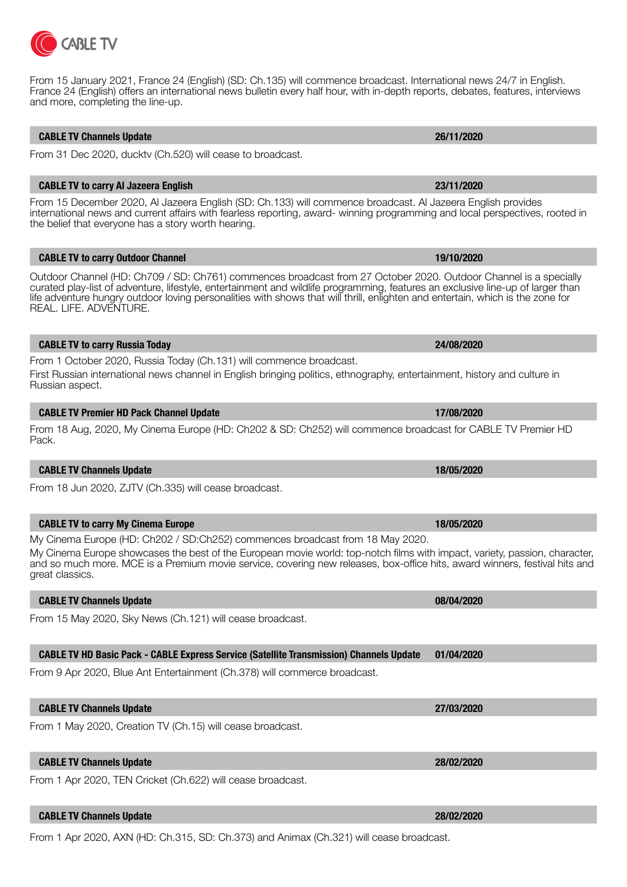From 15 January 2021, France 24 (English) (SD: Ch.135) will commence broadcast. International news 24/7 in English. France 24 (English) offers an international news bulletin every half hour, with in-depth reports, debates, features, interviews and more, completing the line-up.

| **CABLE TV Channels Update** | **26/11/2020** |
|---|---|

From 31 Dec 2020, ducktv (Ch.520) will cease to broadcast.

| **CABLE TV to carry Al Jazeera English** | **23/11/2020** |
|---|---|

From 15 December 2020, Al Jazeera English (SD: Ch.133) will commence broadcast. Al Jazeera English provides international news and current affairs with fearless reporting, award- winning programming and local perspectives, rooted in the belief that everyone has a story worth hearing.

| **CABLE TV to carry Outdoor Channel** | **19/10/2020** |
|---|---|

Outdoor Channel (HD: Ch709 / SD: Ch761) commences broadcast from 27 October 2020. Outdoor Channel is a specially curated play-list of adventure, lifestyle, entertainment and wildlife programming, features an exclusive line-up of larger than life adventure hungry outdoor loving personalities with shows that will thrill, enlighten and entertain, which is the zone for REAL. LIFE. ADVENTURE.

| **CABLE TV to carry Russia Today** | **24/08/2020** |
|---|---|

From 1 October 2020, Russia Today (Ch.131) will commence broadcast.

First Russian international news channel in English bringing politics, ethnography, entertainment, history and culture in Russian aspect.

| **CABLE TV Premier HD Pack Channel Update** | **17/08/2020** |
|---|---|

From 18 Aug, 2020, My Cinema Europe (HD: Ch202 & SD: Ch252) will commence broadcast for CABLE TV Premier HD Pack.

| **CABLE TV Channels Update** | **18/05/2020** |
|---|---|

From 18 Jun 2020, ZJTV (Ch.335) will cease broadcast.

| **CABLE TV to carry My Cinema Europe** | **18/05/2020** |
|---|---|

My Cinema Europe (HD: Ch202 / SD:Ch252) commences broadcast from 18 May 2020.

My Cinema Europe showcases the best of the European movie world: top-notch films with impact, variety, passion, character, and so much more. MCE is a Premium movie service, covering new releases, box-office hits, award winners, festival hits and great classics.

| **CABLE TV Channels Update** | **08/04/2020** |
|---|---|

From 15 May 2020, Sky News (Ch.121) will cease broadcast.

| **CABLE TV HD Basic Pack - CABLE Express Service (Satellite Transmission) Channels Update** | **01/04/2020** |
|---|---|

From 9 Apr 2020, Blue Ant Entertainment (Ch.378) will commerce broadcast.

| **CABLE TV Channels Update** | **27/03/2020** |
|---|---|

From 1 May 2020, Creation TV (Ch.15) will cease broadcast.

| **CABLE TV Channels Update** | **28/02/2020** |
|---|---|

From 1 Apr 2020, TEN Cricket (Ch.622) will cease broadcast.

| **CABLE TV Channels Update** | **28/02/2020** |
|---|---|

From 1 Apr 2020, AXN (HD: Ch.315, SD: Ch.373) and Animax (Ch.321) will cease broadcast.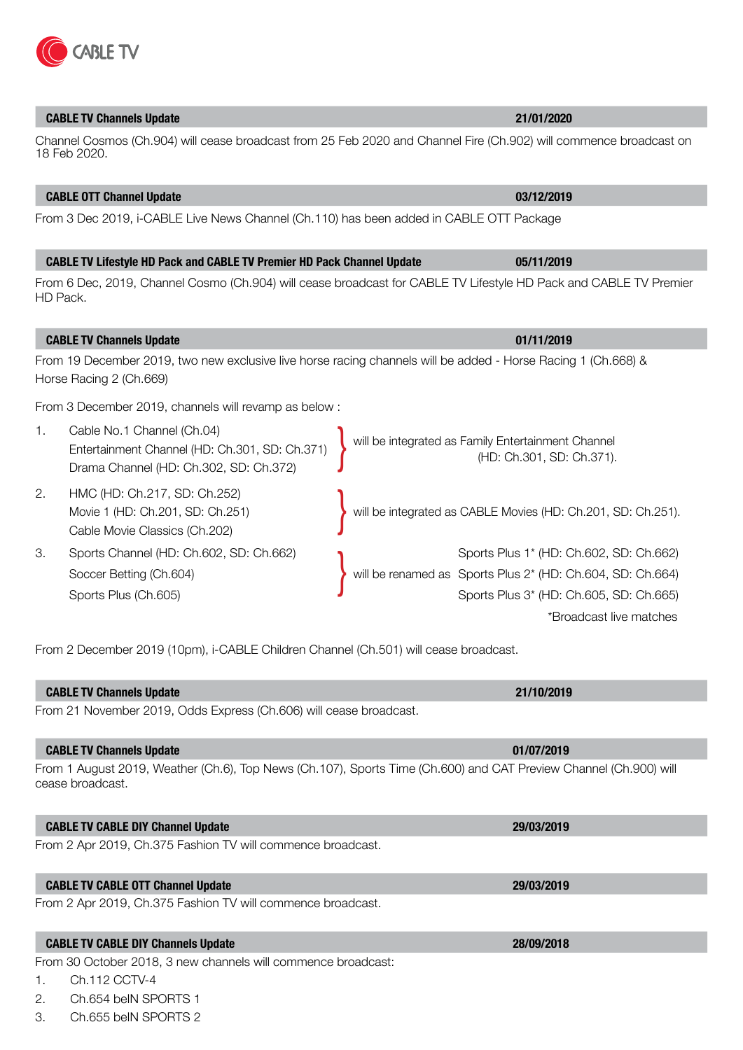| CABLE TV Channels Update | 21/01/2020 |
|---|---|

Channel Cosmos (Ch.904) will cease broadcast from 25 Feb 2020 and Channel Fire (Ch.902) will commence broadcast on 18 Feb 2020.

| CABLE OTT Channel Update | 03/12/2019 |
|---|---|

From 3 Dec 2019, i-CABLE Live News Channel (Ch.110) has been added in CABLE OTT Package

| CABLE TV Lifestyle HD Pack and CABLE TV Premier HD Pack Channel Update | 05/11/2019 |
|---|---|

From 6 Dec, 2019, Channel Cosmo (Ch.904) will cease broadcast for CABLE TV Lifestyle HD Pack and CABLE TV Premier HD Pack.

| CABLE TV Channels Update | 01/11/2019 |
|---|---|

From 19 December 2019, two new exclusive live horse racing channels will be added - Horse Racing 1 (Ch.668) & Horse Racing 2 (Ch.669)

From 3 December 2019, channels will revamp as below :

1. Cable No.1 Channel (Ch.04)
   Entertainment Channel (HD: Ch.301, SD: Ch.371)
   Drama Channel (HD: Ch.302, SD: Ch.372)
   } will be integrated as Family Entertainment Channel (HD: Ch.301, SD: Ch.371).
2. HMC (HD: Ch.217, SD: Ch.252)
   Movie 1 (HD: Ch.201, SD: Ch.251)
   Cable Movie Classics (Ch.202)
   } will be integrated as CABLE Movies (HD: Ch.201, SD: Ch.251).
3. Sports Channel (HD: Ch.602, SD: Ch.662)
   Soccer Betting (Ch.604)
   Sports Plus (Ch.605)
   } will be renamed as
   Sports Plus 1* (HD: Ch.602, SD: Ch.662)
   Sports Plus 2* (HD: Ch.604, SD: Ch.664)
   Sports Plus 3* (HD: Ch.605, SD: Ch.665)

*Broadcast live matches

From 2 December 2019 (10pm), i-CABLE Children Channel (Ch.501) will cease broadcast.

| CABLE TV Channels Update | 21/10/2019 |
|---|---|

From 21 November 2019, Odds Express (Ch.606) will cease broadcast.

| CABLE TV Channels Update | 01/07/2019 |
|---|---|

From 1 August 2019, Weather (Ch.6), Top News (Ch.107), Sports Time (Ch.600) and CAT Preview Channel (Ch.900) will cease broadcast.

| CABLE TV CABLE DIY Channel Update | 29/03/2019 |
|---|---|

From 2 Apr 2019, Ch.375 Fashion TV will commence broadcast.

| CABLE TV CABLE OTT Channel Update | 29/03/2019 |
|---|---|

From 2 Apr 2019, Ch.375 Fashion TV will commence broadcast.

| CABLE TV CABLE DIY Channels Update | 28/09/2018 |
|---|---|

From 30 October 2018, 3 new channels will commence broadcast:

1. Ch.112 CCTV-4
2. Ch.654 beIN SPORTS 1
3. Ch.655 beIN SPORTS 2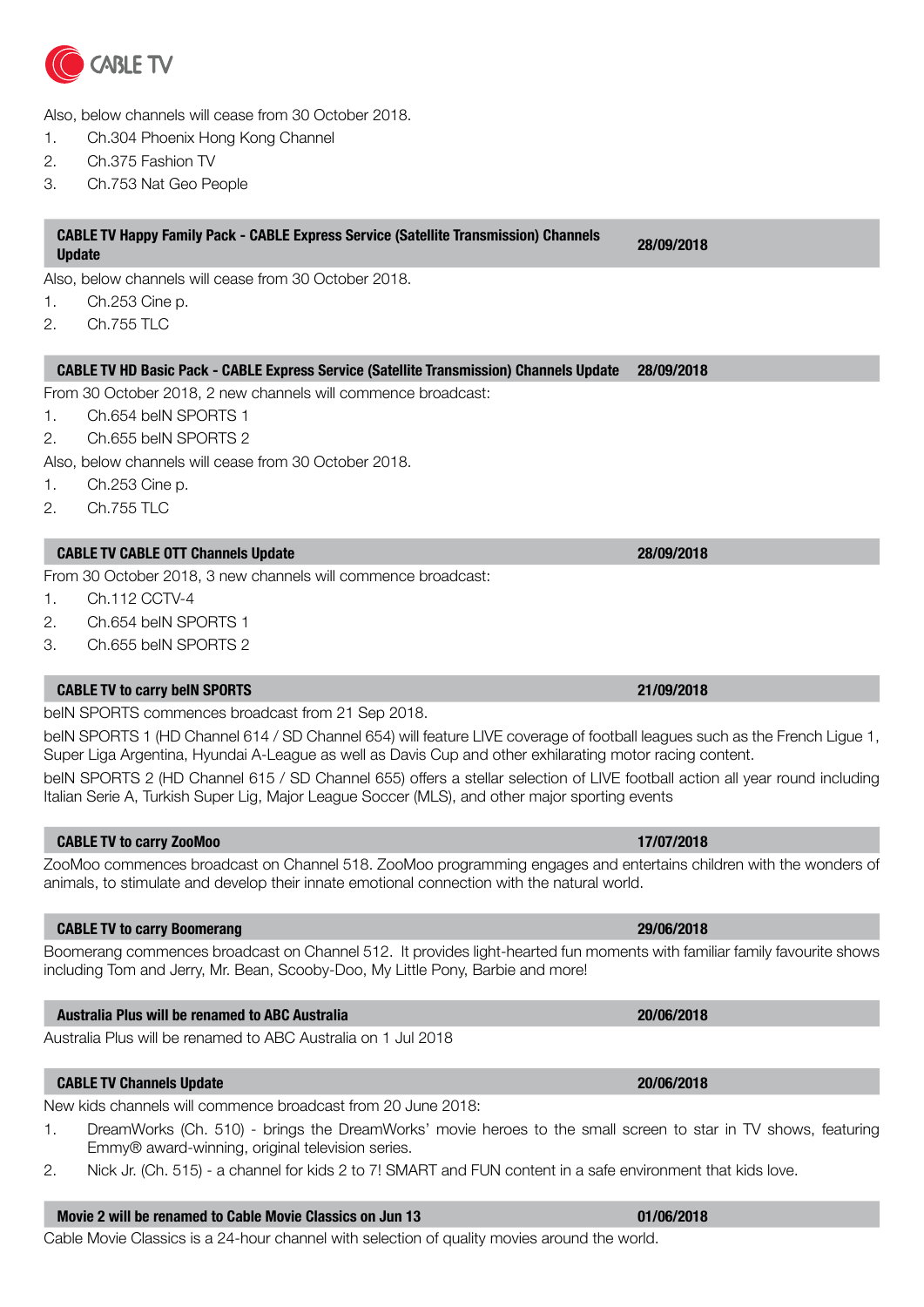Also, below channels will cease from 30 October 2018.

1. Ch.304 Phoenix Hong Kong Channel
2. Ch.375 Fashion TV
3. Ch.753 Nat Geo People

## CABLE TV Happy Family Pack - CABLE Express Service (Satellite Transmission) Channels Update — 28/09/2018

Also, below channels will cease from 30 October 2018.

1. Ch.253 Cine p.
2. Ch.755 TLC

## CABLE TV HD Basic Pack - CABLE Express Service (Satellite Transmission) Channels Update — 28/09/2018

From 30 October 2018, 2 new channels will commence broadcast:

1. Ch.654 beIN SPORTS 1
2. Ch.655 beIN SPORTS 2

Also, below channels will cease from 30 October 2018.

1. Ch.253 Cine p.
2. Ch.755 TLC

## CABLE TV CABLE OTT Channels Update — 28/09/2018

From 30 October 2018, 3 new channels will commence broadcast:

1. Ch.112 CCTV-4
2. Ch.654 beIN SPORTS 1
3. Ch.655 beIN SPORTS 2

## CABLE TV to carry beIN SPORTS — 21/09/2018

beIN SPORTS commences broadcast from 21 Sep 2018.

beIN SPORTS 1 (HD Channel 614 / SD Channel 654) will feature LIVE coverage of football leagues such as the French Ligue 1, Super Liga Argentina, Hyundai A-League as well as Davis Cup and other exhilarating motor racing content.

beIN SPORTS 2 (HD Channel 615 / SD Channel 655) offers a stellar selection of LIVE football action all year round including Italian Serie A, Turkish Super Lig, Major League Soccer (MLS), and other major sporting events

## CABLE TV to carry ZooMoo — 17/07/2018

ZooMoo commences broadcast on Channel 518. ZooMoo programming engages and entertains children with the wonders of animals, to stimulate and develop their innate emotional connection with the natural world.

## CABLE TV to carry Boomerang — 29/06/2018

Boomerang commences broadcast on Channel 512. It provides light-hearted fun moments with familiar family favourite shows including Tom and Jerry, Mr. Bean, Scooby-Doo, My Little Pony, Barbie and more!

## Australia Plus will be renamed to ABC Australia — 20/06/2018

Australia Plus will be renamed to ABC Australia on 1 Jul 2018

## CABLE TV Channels Update — 20/06/2018

New kids channels will commence broadcast from 20 June 2018:

1. DreamWorks (Ch. 510) - brings the DreamWorks' movie heroes to the small screen to star in TV shows, featuring Emmy® award-winning, original television series.
2. Nick Jr. (Ch. 515) - a channel for kids 2 to 7! SMART and FUN content in a safe environment that kids love.

## Movie 2 will be renamed to Cable Movie Classics on Jun 13 — 01/06/2018

Cable Movie Classics is a 24-hour channel with selection of quality movies around the world.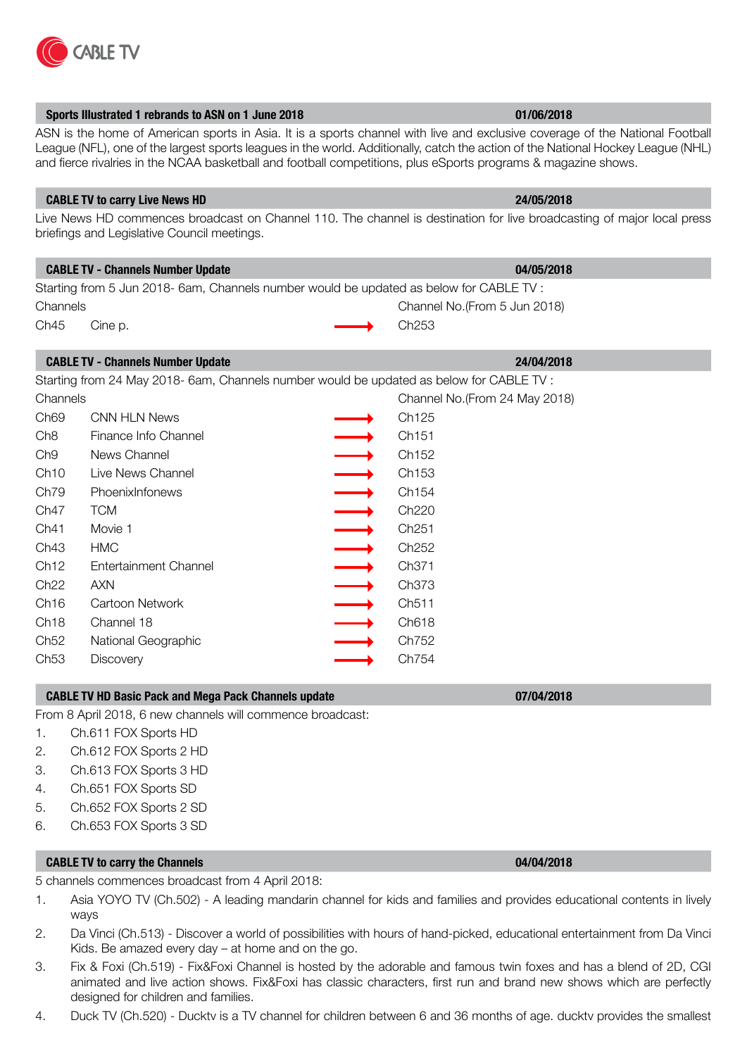## Sports Illustrated 1 rebrands to ASN on 1 June 2018 — 01/06/2018

ASN is the home of American sports in Asia. It is a sports channel with live and exclusive coverage of the National Football League (NFL), one of the largest sports leagues in the world. Additionally, catch the action of the National Hockey League (NHL) and fierce rivalries in the NCAA basketball and football competitions, plus eSports programs & magazine shows.

## CABLE TV to carry Live News HD — 24/05/2018

Live News HD commences broadcast on Channel 110. The channel is destination for live broadcasting of major local press briefings and Legislative Council meetings.

## CABLE TV - Channels Number Update — 04/05/2018

Starting from 5 Jun 2018- 6am, Channels number would be updated as below for CABLE TV :

| Channels | | | Channel No.(From 5 Jun 2018) |
|---|---|---|---|
| Ch45 | Cine p. | → | Ch253 |

## CABLE TV - Channels Number Update — 24/04/2018

Starting from 24 May 2018- 6am, Channels number would be updated as below for CABLE TV :

| Channels | | | Channel No.(From 24 May 2018) |
|---|---|---|---|
| Ch69 | CNN HLN News | → | Ch125 |
| Ch8 | Finance Info Channel | → | Ch151 |
| Ch9 | News Channel | → | Ch152 |
| Ch10 | Live News Channel | → | Ch153 |
| Ch79 | PhoenixInfonews | → | Ch154 |
| Ch47 | TCM | → | Ch220 |
| Ch41 | Movie 1 | → | Ch251 |
| Ch43 | HMC | → | Ch252 |
| Ch12 | Entertainment Channel | → | Ch371 |
| Ch22 | AXN | → | Ch373 |
| Ch16 | Cartoon Network | → | Ch511 |
| Ch18 | Channel 18 | → | Ch618 |
| Ch52 | National Geographic | → | Ch752 |
| Ch53 | Discovery | → | Ch754 |

## CABLE TV HD Basic Pack and Mega Pack Channels update — 07/04/2018

From 8 April 2018, 6 new channels will commence broadcast:

1. Ch.611 FOX Sports HD
2. Ch.612 FOX Sports 2 HD
3. Ch.613 FOX Sports 3 HD
4. Ch.651 FOX Sports SD
5. Ch.652 FOX Sports 2 SD
6. Ch.653 FOX Sports 3 SD

## CABLE TV to carry the Channels — 04/04/2018

5 channels commences broadcast from 4 April 2018:

1. Asia YOYO TV (Ch.502) - A leading mandarin channel for kids and families and provides educational contents in lively ways
2. Da Vinci (Ch.513) - Discover a world of possibilities with hours of hand-picked, educational entertainment from Da Vinci Kids. Be amazed every day – at home and on the go.
3. Fix & Foxi (Ch.519) - Fix&Foxi Channel is hosted by the adorable and famous twin foxes and has a blend of 2D, CGI animated and live action shows. Fix&Foxi has classic characters, first run and brand new shows which are perfectly designed for children and families.
4. Duck TV (Ch.520) - Ducktv is a TV channel for children between 6 and 36 months of age. ducktv provides the smallest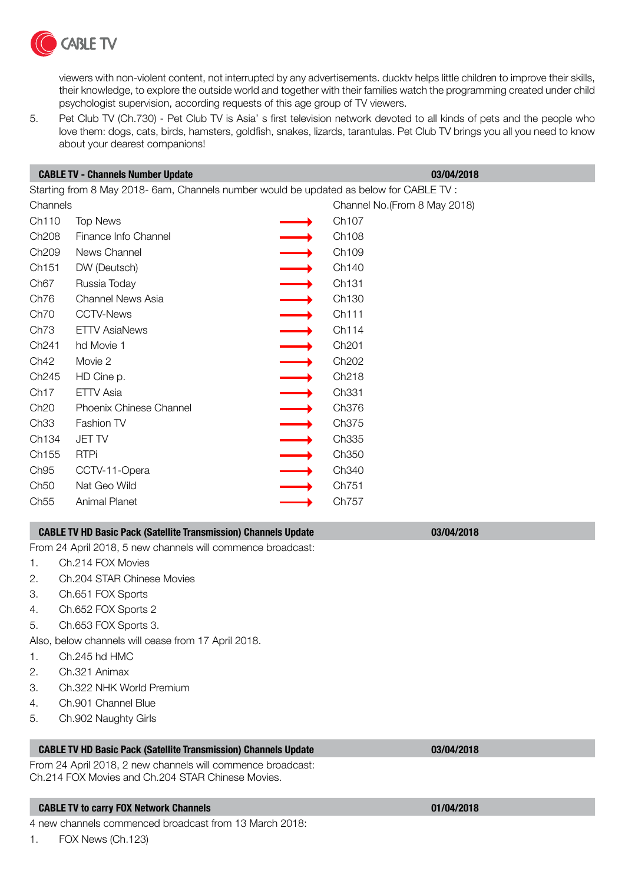viewers with non-violent content, not interrupted by any advertisements. ducktv helps little children to improve their skills, their knowledge, to explore the outside world and together with their families watch the programming created under child psychologist supervision, according requests of this age group of TV viewers.

5. Pet Club TV (Ch.730) - Pet Club TV is Asia' s first television network devoted to all kinds of pets and the people who love them: dogs, cats, birds, hamsters, goldfish, snakes, lizards, tarantulas. Pet Club TV brings you all you need to know about your dearest companions!

## CABLE TV - Channels Number Update — 03/04/2018

Starting from 8 May 2018- 6am, Channels number would be updated as below for CABLE TV :

| Channels | | | Channel No.(From 8 May 2018) |
|---|---|---|---|
| Ch110 | Top News | → | Ch107 |
| Ch208 | Finance Info Channel | → | Ch108 |
| Ch209 | News Channel | → | Ch109 |
| Ch151 | DW (Deutsch) | → | Ch140 |
| Ch67 | Russia Today | → | Ch131 |
| Ch76 | Channel News Asia | → | Ch130 |
| Ch70 | CCTV-News | → | Ch111 |
| Ch73 | ETTV AsiaNews | → | Ch114 |
| Ch241 | hd Movie 1 | → | Ch201 |
| Ch42 | Movie 2 | → | Ch202 |
| Ch245 | HD Cine p. | → | Ch218 |
| Ch17 | ETTV Asia | → | Ch331 |
| Ch20 | Phoenix Chinese Channel | → | Ch376 |
| Ch33 | Fashion TV | → | Ch375 |
| Ch134 | JET TV | → | Ch335 |
| Ch155 | RTPi | → | Ch350 |
| Ch95 | CCTV-11-Opera | → | Ch340 |
| Ch50 | Nat Geo Wild | → | Ch751 |
| Ch55 | Animal Planet | → | Ch757 |

## CABLE TV HD Basic Pack (Satellite Transmission) Channels Update — 03/04/2018

From 24 April 2018, 5 new channels will commence broadcast:

1. Ch.214 FOX Movies
2. Ch.204 STAR Chinese Movies
3. Ch.651 FOX Sports
4. Ch.652 FOX Sports 2
5. Ch.653 FOX Sports 3.

Also, below channels will cease from 17 April 2018.

1. Ch.245 hd HMC
2. Ch.321 Animax
3. Ch.322 NHK World Premium
4. Ch.901 Channel Blue
5. Ch.902 Naughty Girls

## CABLE TV HD Basic Pack (Satellite Transmission) Channels Update — 03/04/2018

From 24 April 2018, 2 new channels will commence broadcast:
Ch.214 FOX Movies and Ch.204 STAR Chinese Movies.

## CABLE TV to carry FOX Network Channels — 01/04/2018

4 new channels commenced broadcast from 13 March 2018:

1. FOX News (Ch.123)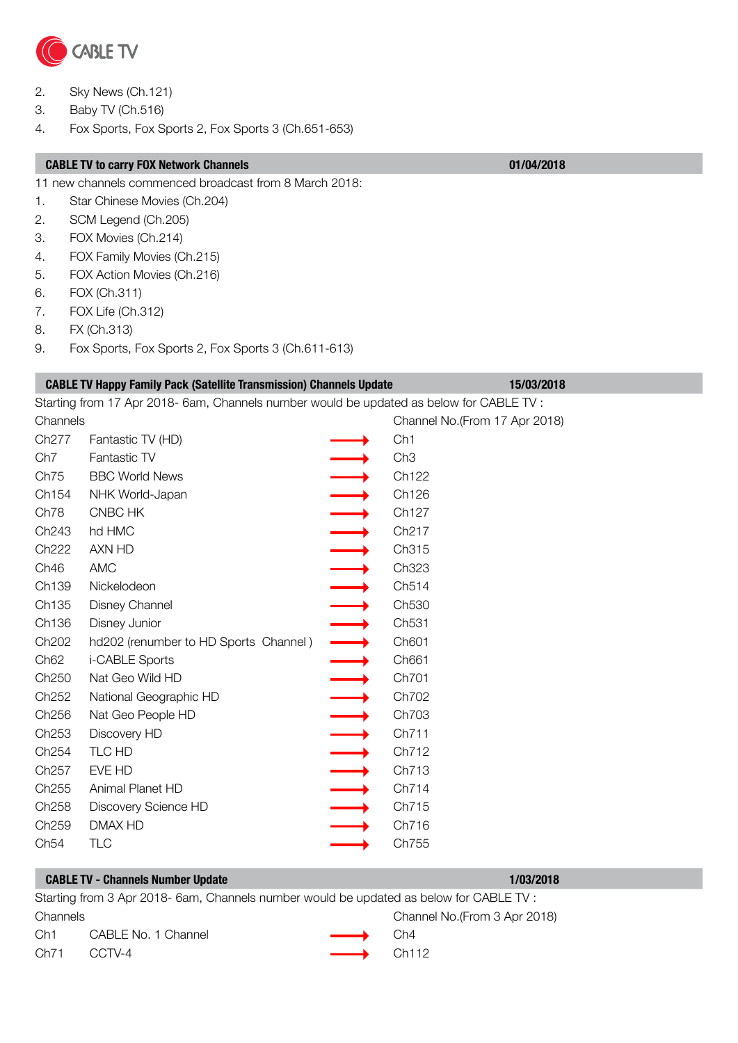2. Sky News (Ch.121)
3. Baby TV (Ch.516)
4. Fox Sports, Fox Sports 2, Fox Sports 3 (Ch.651-653)

| **CABLE TV to carry FOX Network Channels** | **01/04/2018** |
|---|---|

11 new channels commenced broadcast from 8 March 2018:

1. Star Chinese Movies (Ch.204)
2. SCM Legend (Ch.205)
3. FOX Movies (Ch.214)
4. FOX Family Movies (Ch.215)
5. FOX Action Movies (Ch.216)
6. FOX (Ch.311)
7. FOX Life (Ch.312)
8. FX (Ch.313)
9. Fox Sports, Fox Sports 2, Fox Sports 3 (Ch.611-613)

| **CABLE TV Happy Family Pack (Satellite Transmission) Channels Update** | **15/03/2018** |
|---|---|

Starting from 17 Apr 2018- 6am, Channels number would be updated as below for CABLE TV :

| Channels | | | Channel No.(From 17 Apr 2018) |
|---|---|---|---|
| Ch277 | Fantastic TV (HD) | → | Ch1 |
| Ch7 | Fantastic TV | → | Ch3 |
| Ch75 | BBC World News | → | Ch122 |
| Ch154 | NHK World-Japan | → | Ch126 |
| Ch78 | CNBC HK | → | Ch127 |
| Ch243 | hd HMC | → | Ch217 |
| Ch222 | AXN HD | → | Ch315 |
| Ch46 | AMC | → | Ch323 |
| Ch139 | Nickelodeon | → | Ch514 |
| Ch135 | Disney Channel | → | Ch530 |
| Ch136 | Disney Junior | → | Ch531 |
| Ch202 | hd202 (renumber to HD Sports Channel ) | → | Ch601 |
| Ch62 | i-CABLE Sports | → | Ch661 |
| Ch250 | Nat Geo Wild HD | → | Ch701 |
| Ch252 | National Geographic HD | → | Ch702 |
| Ch256 | Nat Geo People HD | → | Ch703 |
| Ch253 | Discovery HD | → | Ch711 |
| Ch254 | TLC HD | → | Ch712 |
| Ch257 | EVE HD | → | Ch713 |
| Ch255 | Animal Planet HD | → | Ch714 |
| Ch258 | Discovery Science HD | → | Ch715 |
| Ch259 | DMAX HD | → | Ch716 |
| Ch54 | TLC | → | Ch755 |

| **CABLE TV - Channels Number Update** | **1/03/2018** |
|---|---|

Starting from 3 Apr 2018- 6am, Channels number would be updated as below for CABLE TV :

| Channels | | | Channel No.(From 3 Apr 2018) |
|---|---|---|---|
| Ch1 | CABLE No. 1 Channel | → | Ch4 |
| Ch71 | CCTV-4 | → | Ch112 |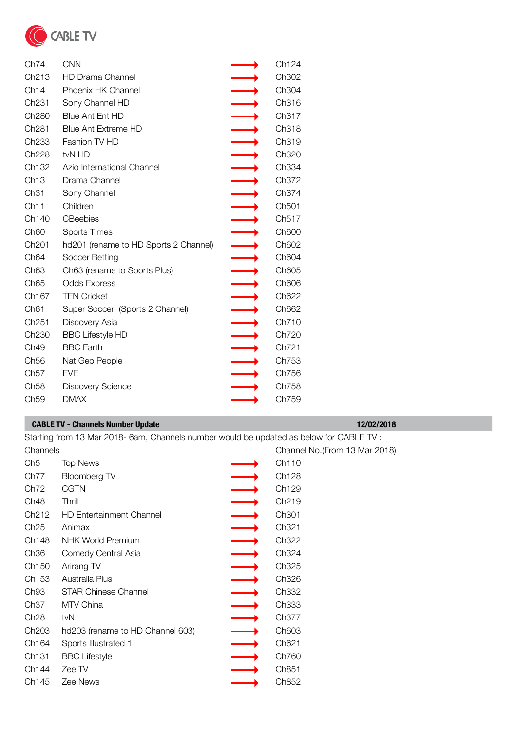CABLE TV

| | | | |
|---|---|---|---|
| Ch74 | CNN | → | Ch124 |
| Ch213 | HD Drama Channel | → | Ch302 |
| Ch14 | Phoenix HK Channel | → | Ch304 |
| Ch231 | Sony Channel HD | → | Ch316 |
| Ch280 | Blue Ant Ent HD | → | Ch317 |
| Ch281 | Blue Ant Extreme HD | → | Ch318 |
| Ch233 | Fashion TV HD | → | Ch319 |
| Ch228 | tvN HD | → | Ch320 |
| Ch132 | Azio International Channel | → | Ch334 |
| Ch13 | Drama Channel | → | Ch372 |
| Ch31 | Sony Channel | → | Ch374 |
| Ch11 | Children | → | Ch501 |
| Ch140 | CBeebies | → | Ch517 |
| Ch60 | Sports Times | → | Ch600 |
| Ch201 | hd201 (rename to HD Sports 2 Channel) | → | Ch602 |
| Ch64 | Soccer Betting | → | Ch604 |
| Ch63 | Ch63 (rename to Sports Plus) | → | Ch605 |
| Ch65 | Odds Express | → | Ch606 |
| Ch167 | TEN Cricket | → | Ch622 |
| Ch61 | Super Soccer (Sports 2 Channel) | → | Ch662 |
| Ch251 | Discovery Asia | → | Ch710 |
| Ch230 | BBC Lifestyle HD | → | Ch720 |
| Ch49 | BBC Earth | → | Ch721 |
| Ch56 | Nat Geo People | → | Ch753 |
| Ch57 | EVE | → | Ch756 |
| Ch58 | Discovery Science | → | Ch758 |
| Ch59 | DMAX | → | Ch759 |

**CABLE TV - Channels Number Update** **12/02/2018**

Starting from 13 Mar 2018- 6am, Channels number would be updated as below for CABLE TV :

| Channels | | | Channel No.(From 13 Mar 2018) |
|---|---|---|---|
| Ch5 | Top News | → | Ch110 |
| Ch77 | Bloomberg TV | → | Ch128 |
| Ch72 | CGTN | → | Ch129 |
| Ch48 | Thrill | → | Ch219 |
| Ch212 | HD Entertainment Channel | → | Ch301 |
| Ch25 | Animax | → | Ch321 |
| Ch148 | NHK World Premium | → | Ch322 |
| Ch36 | Comedy Central Asia | → | Ch324 |
| Ch150 | Arirang TV | → | Ch325 |
| Ch153 | Australia Plus | → | Ch326 |
| Ch93 | STAR Chinese Channel | → | Ch332 |
| Ch37 | MTV China | → | Ch333 |
| Ch28 | tvN | → | Ch377 |
| Ch203 | hd203 (rename to HD Channel 603) | → | Ch603 |
| Ch164 | Sports Illustrated 1 | → | Ch621 |
| Ch131 | BBC Lifestyle | → | Ch760 |
| Ch144 | Zee TV | → | Ch851 |
| Ch145 | Zee News | → | Ch852 |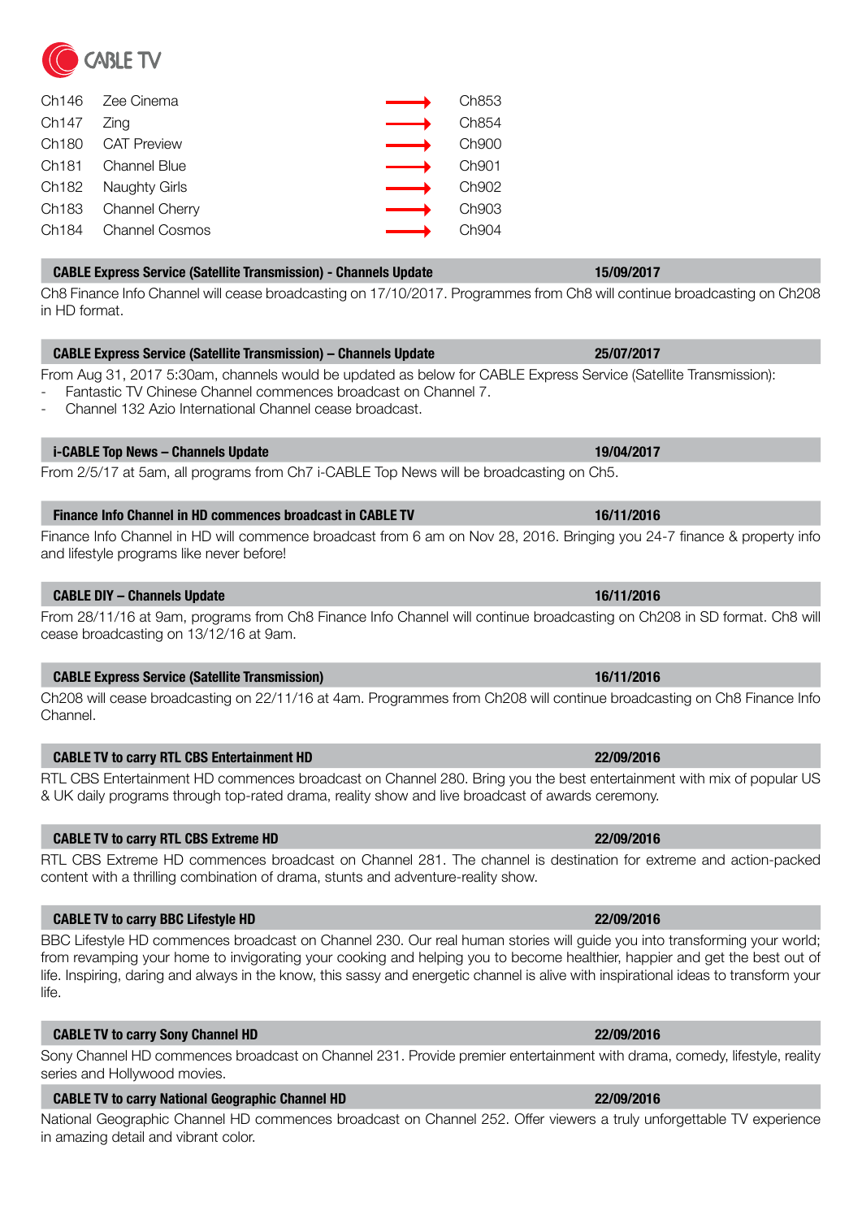CABLE TV

| | | | |
|---|---|---|---|
| Ch146 | Zee Cinema | → | Ch853 |
| Ch147 | Zing | → | Ch854 |
| Ch180 | CAT Preview | → | Ch900 |
| Ch181 | Channel Blue | → | Ch901 |
| Ch182 | Naughty Girls | → | Ch902 |
| Ch183 | Channel Cherry | → | Ch903 |
| Ch184 | Channel Cosmos | → | Ch904 |

## CABLE Express Service (Satellite Transmission) - Channels Update — 15/09/2017

Ch8 Finance Info Channel will cease broadcasting on 17/10/2017. Programmes from Ch8 will continue broadcasting on Ch208 in HD format.

## CABLE Express Service (Satellite Transmission) – Channels Update — 25/07/2017

From Aug 31, 2017 5:30am, channels would be updated as below for CABLE Express Service (Satellite Transmission):

- Fantastic TV Chinese Channel commences broadcast on Channel 7.
- Channel 132 Azio International Channel cease broadcast.

## i-CABLE Top News – Channels Update — 19/04/2017

From 2/5/17 at 5am, all programs from Ch7 i-CABLE Top News will be broadcasting on Ch5.

## Finance Info Channel in HD commences broadcast in CABLE TV — 16/11/2016

Finance Info Channel in HD will commence broadcast from 6 am on Nov 28, 2016. Bringing you 24-7 finance & property info and lifestyle programs like never before!

## CABLE DIY – Channels Update — 16/11/2016

From 28/11/16 at 9am, programs from Ch8 Finance Info Channel will continue broadcasting on Ch208 in SD format. Ch8 will cease broadcasting on 13/12/16 at 9am.

## CABLE Express Service (Satellite Transmission) — 16/11/2016

Ch208 will cease broadcasting on 22/11/16 at 4am. Programmes from Ch208 will continue broadcasting on Ch8 Finance Info Channel.

## CABLE TV to carry RTL CBS Entertainment HD — 22/09/2016

RTL CBS Entertainment HD commences broadcast on Channel 280. Bring you the best entertainment with mix of popular US & UK daily programs through top-rated drama, reality show and live broadcast of awards ceremony.

## CABLE TV to carry RTL CBS Extreme HD — 22/09/2016

RTL CBS Extreme HD commences broadcast on Channel 281. The channel is destination for extreme and action-packed content with a thrilling combination of drama, stunts and adventure-reality show.

## CABLE TV to carry BBC Lifestyle HD — 22/09/2016

BBC Lifestyle HD commences broadcast on Channel 230. Our real human stories will guide you into transforming your world; from revamping your home to invigorating your cooking and helping you to become healthier, happier and get the best out of life. Inspiring, daring and always in the know, this sassy and energetic channel is alive with inspirational ideas to transform your life.

## CABLE TV to carry Sony Channel HD — 22/09/2016

Sony Channel HD commences broadcast on Channel 231. Provide premier entertainment with drama, comedy, lifestyle, reality series and Hollywood movies.

## CABLE TV to carry National Geographic Channel HD — 22/09/2016

National Geographic Channel HD commences broadcast on Channel 252. Offer viewers a truly unforgettable TV experience in amazing detail and vibrant color.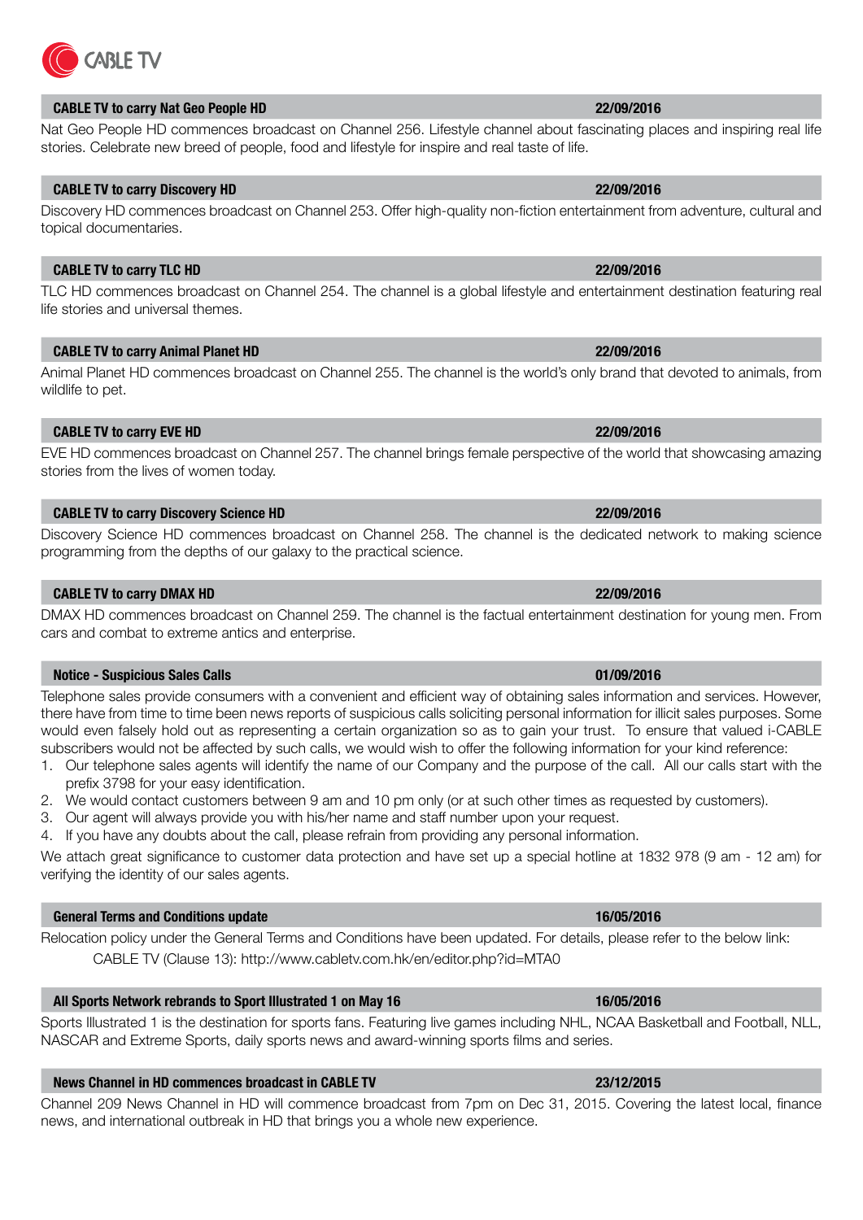CABLE TV

## CABLE TV to carry Nat Geo People HD — 22/09/2016

Nat Geo People HD commences broadcast on Channel 256. Lifestyle channel about fascinating places and inspiring real life stories. Celebrate new breed of people, food and lifestyle for inspire and real taste of life.

## CABLE TV to carry Discovery HD — 22/09/2016

Discovery HD commences broadcast on Channel 253. Offer high-quality non-fiction entertainment from adventure, cultural and topical documentaries.

## CABLE TV to carry TLC HD — 22/09/2016

TLC HD commences broadcast on Channel 254. The channel is a global lifestyle and entertainment destination featuring real life stories and universal themes.

## CABLE TV to carry Animal Planet HD — 22/09/2016

Animal Planet HD commences broadcast on Channel 255. The channel is the world's only brand that devoted to animals, from wildlife to pet.

## CABLE TV to carry EVE HD — 22/09/2016

EVE HD commences broadcast on Channel 257. The channel brings female perspective of the world that showcasing amazing stories from the lives of women today.

## CABLE TV to carry Discovery Science HD — 22/09/2016

Discovery Science HD commences broadcast on Channel 258. The channel is the dedicated network to making science programming from the depths of our galaxy to the practical science.

## CABLE TV to carry DMAX HD — 22/09/2016

DMAX HD commences broadcast on Channel 259. The channel is the factual entertainment destination for young men. From cars and combat to extreme antics and enterprise.

## Notice - Suspicious Sales Calls — 01/09/2016

Telephone sales provide consumers with a convenient and efficient way of obtaining sales information and services. However, there have from time to time been news reports of suspicious calls soliciting personal information for illicit sales purposes. Some would even falsely hold out as representing a certain organization so as to gain your trust. To ensure that valued i-CABLE subscribers would not be affected by such calls, we would wish to offer the following information for your kind reference:

1. Our telephone sales agents will identify the name of our Company and the purpose of the call. All our calls start with the prefix 3798 for your easy identification.
2. We would contact customers between 9 am and 10 pm only (or at such other times as requested by customers).
3. Our agent will always provide you with his/her name and staff number upon your request.
4. If you have any doubts about the call, please refrain from providing any personal information.

We attach great significance to customer data protection and have set up a special hotline at 1832 978 (9 am - 12 am) for verifying the identity of our sales agents.

## General Terms and Conditions update — 16/05/2016

Relocation policy under the General Terms and Conditions have been updated. For details, please refer to the below link:

CABLE TV (Clause 13): http://www.cabletv.com.hk/en/editor.php?id=MTA0

## All Sports Network rebrands to Sport Illustrated 1 on May 16 — 16/05/2016

Sports Illustrated 1 is the destination for sports fans. Featuring live games including NHL, NCAA Basketball and Football, NLL, NASCAR and Extreme Sports, daily sports news and award-winning sports films and series.

## News Channel in HD commences broadcast in CABLE TV — 23/12/2015

Channel 209 News Channel in HD will commence broadcast from 7pm on Dec 31, 2015. Covering the latest local, finance news, and international outbreak in HD that brings you a whole new experience.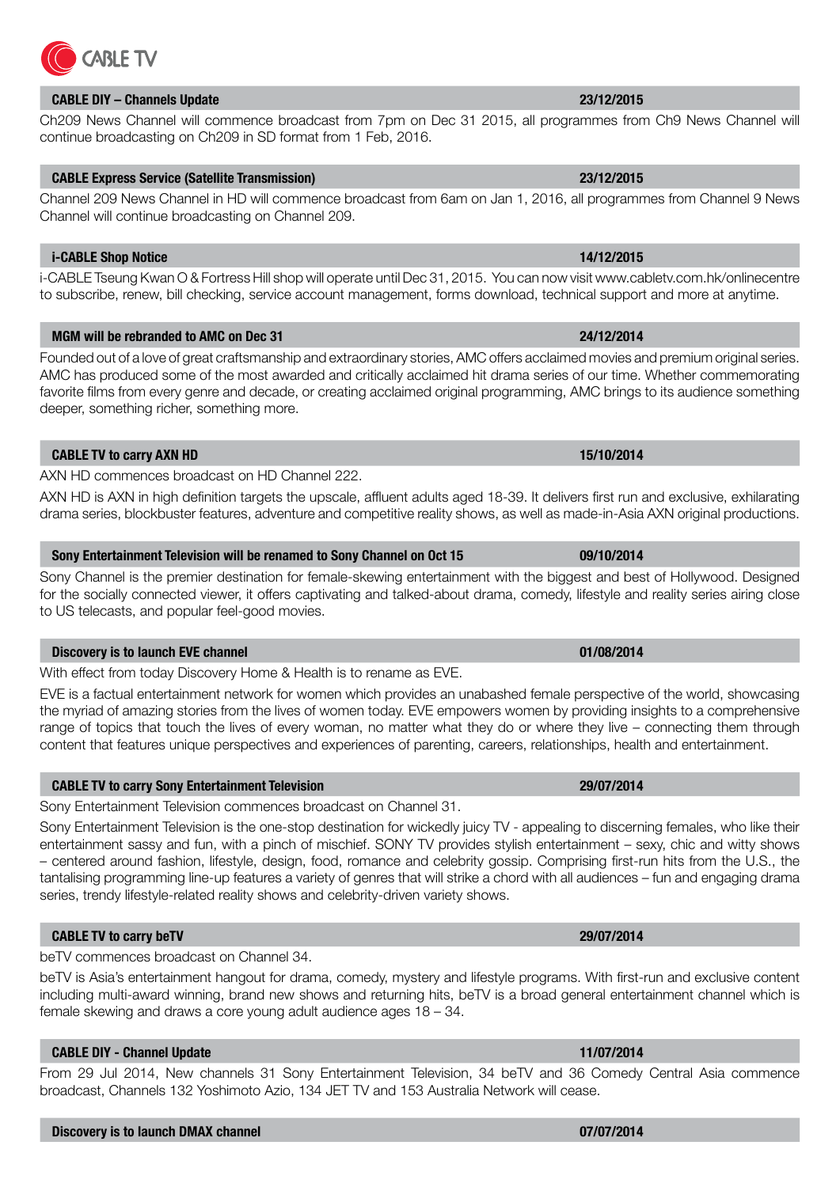### CABLE DIY – Channels Update — 23/12/2015

Ch209 News Channel will commence broadcast from 7pm on Dec 31 2015, all programmes from Ch9 News Channel will continue broadcasting on Ch209 in SD format from 1 Feb, 2016.

### CABLE Express Service (Satellite Transmission) — 23/12/2015

Channel 209 News Channel in HD will commence broadcast from 6am on Jan 1, 2016, all programmes from Channel 9 News Channel will continue broadcasting on Channel 209.

### i-CABLE Shop Notice — 14/12/2015

i-CABLE Tseung Kwan O & Fortress Hill shop will operate until Dec 31, 2015. You can now visit www.cabletv.com.hk/onlinecentre to subscribe, renew, bill checking, service account management, forms download, technical support and more at anytime.

### MGM will be rebranded to AMC on Dec 31 — 24/12/2014

Founded out of a love of great craftsmanship and extraordinary stories, AMC offers acclaimed movies and premium original series. AMC has produced some of the most awarded and critically acclaimed hit drama series of our time. Whether commemorating favorite films from every genre and decade, or creating acclaimed original programming, AMC brings to its audience something deeper, something richer, something more.

### CABLE TV to carry AXN HD — 15/10/2014

AXN HD commences broadcast on HD Channel 222.

AXN HD is AXN in high definition targets the upscale, affluent adults aged 18-39. It delivers first run and exclusive, exhilarating drama series, blockbuster features, adventure and competitive reality shows, as well as made-in-Asia AXN original productions.

### Sony Entertainment Television will be renamed to Sony Channel on Oct 15 — 09/10/2014

Sony Channel is the premier destination for female-skewing entertainment with the biggest and best of Hollywood. Designed for the socially connected viewer, it offers captivating and talked-about drama, comedy, lifestyle and reality series airing close to US telecasts, and popular feel-good movies.

### Discovery is to launch EVE channel — 01/08/2014

With effect from today Discovery Home & Health is to rename as EVE.

EVE is a factual entertainment network for women which provides an unabashed female perspective of the world, showcasing the myriad of amazing stories from the lives of women today. EVE empowers women by providing insights to a comprehensive range of topics that touch the lives of every woman, no matter what they do or where they live – connecting them through content that features unique perspectives and experiences of parenting, careers, relationships, health and entertainment.

### CABLE TV to carry Sony Entertainment Television — 29/07/2014

Sony Entertainment Television commences broadcast on Channel 31.

Sony Entertainment Television is the one-stop destination for wickedly juicy TV - appealing to discerning females, who like their entertainment sassy and fun, with a pinch of mischief. SONY TV provides stylish entertainment – sexy, chic and witty shows – centered around fashion, lifestyle, design, food, romance and celebrity gossip. Comprising first-run hits from the U.S., the tantalising programming line-up features a variety of genres that will strike a chord with all audiences – fun and engaging drama series, trendy lifestyle-related reality shows and celebrity-driven variety shows.

### CABLE TV to carry beTV — 29/07/2014

beTV commences broadcast on Channel 34.

beTV is Asia's entertainment hangout for drama, comedy, mystery and lifestyle programs. With first-run and exclusive content including multi-award winning, brand new shows and returning hits, beTV is a broad general entertainment channel which is female skewing and draws a core young adult audience ages 18 – 34.

### CABLE DIY - Channel Update — 11/07/2014

From 29 Jul 2014, New channels 31 Sony Entertainment Television, 34 beTV and 36 Comedy Central Asia commence broadcast, Channels 132 Yoshimoto Azio, 134 JET TV and 153 Australia Network will cease.

### Discovery is to launch DMAX channel — 07/07/2014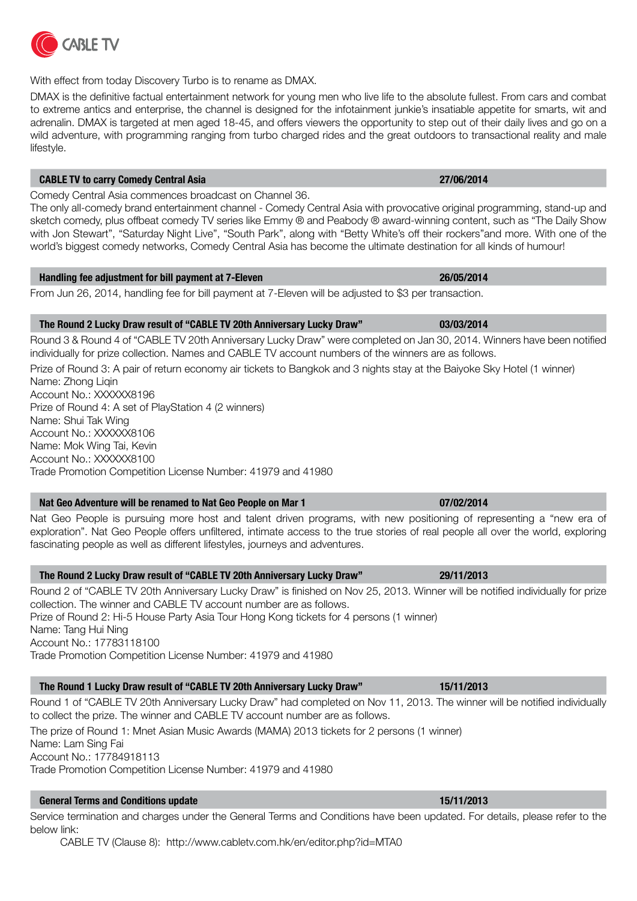CABLE TV

With effect from today Discovery Turbo is to rename as DMAX.

DMAX is the definitive factual entertainment network for young men who live life to the absolute fullest. From cars and combat to extreme antics and enterprise, the channel is designed for the infotainment junkie's insatiable appetite for smarts, wit and adrenalin. DMAX is targeted at men aged 18-45, and offers viewers the opportunity to step out of their daily lives and go on a wild adventure, with programming ranging from turbo charged rides and the great outdoors to transactional reality and male lifestyle.

### CABLE TV to carry Comedy Central Asia — 27/06/2014

Comedy Central Asia commences broadcast on Channel 36.
The only all-comedy brand entertainment channel - Comedy Central Asia with provocative original programming, stand-up and sketch comedy, plus offbeat comedy TV series like Emmy ® and Peabody ® award-winning content, such as "The Daily Show with Jon Stewart", "Saturday Night Live", "South Park", along with "Betty White's off their rockers"and more. With one of the world's biggest comedy networks, Comedy Central Asia has become the ultimate destination for all kinds of humour!

### Handling fee adjustment for bill payment at 7-Eleven — 26/05/2014

From Jun 26, 2014, handling fee for bill payment at 7-Eleven will be adjusted to $3 per transaction.

### The Round 2 Lucky Draw result of "CABLE TV 20th Anniversary Lucky Draw" — 03/03/2014

Round 3 & Round 4 of "CABLE TV 20th Anniversary Lucky Draw" were completed on Jan 30, 2014. Winners have been notified individually for prize collection. Names and CABLE TV account numbers of the winners are as follows.

Prize of Round 3: A pair of return economy air tickets to Bangkok and 3 nights stay at the Baiyoke Sky Hotel (1 winner)
Name: Zhong Liqin
Account No.: XXXXXX8196
Prize of Round 4: A set of PlayStation 4 (2 winners)
Name: Shui Tak Wing
Account No.: XXXXXX8106
Name: Mok Wing Tai, Kevin
Account No.: XXXXXX8100
Trade Promotion Competition License Number: 41979 and 41980

### Nat Geo Adventure will be renamed to Nat Geo People on Mar 1 — 07/02/2014

Nat Geo People is pursuing more host and talent driven programs, with new positioning of representing a "new era of exploration". Nat Geo People offers unfiltered, intimate access to the true stories of real people all over the world, exploring fascinating people as well as different lifestyles, journeys and adventures.

### The Round 2 Lucky Draw result of "CABLE TV 20th Anniversary Lucky Draw" — 29/11/2013

Round 2 of "CABLE TV 20th Anniversary Lucky Draw" is finished on Nov 25, 2013. Winner will be notified individually for prize collection. The winner and CABLE TV account number are as follows.
Prize of Round 2: Hi-5 House Party Asia Tour Hong Kong tickets for 4 persons (1 winner)
Name: Tang Hui Ning
Account No.: 17783118100
Trade Promotion Competition License Number: 41979 and 41980

### The Round 1 Lucky Draw result of "CABLE TV 20th Anniversary Lucky Draw" — 15/11/2013

Round 1 of "CABLE TV 20th Anniversary Lucky Draw" had completed on Nov 11, 2013. The winner will be notified individually to collect the prize. The winner and CABLE TV account number are as follows.

The prize of Round 1: Mnet Asian Music Awards (MAMA) 2013 tickets for 2 persons (1 winner)
Name: Lam Sing Fai
Account No.: 17784918113
Trade Promotion Competition License Number: 41979 and 41980

### General Terms and Conditions update — 15/11/2013

Service termination and charges under the General Terms and Conditions have been updated. For details, please refer to the below link:

CABLE TV (Clause 8): http://www.cabletv.com.hk/en/editor.php?id=MTA0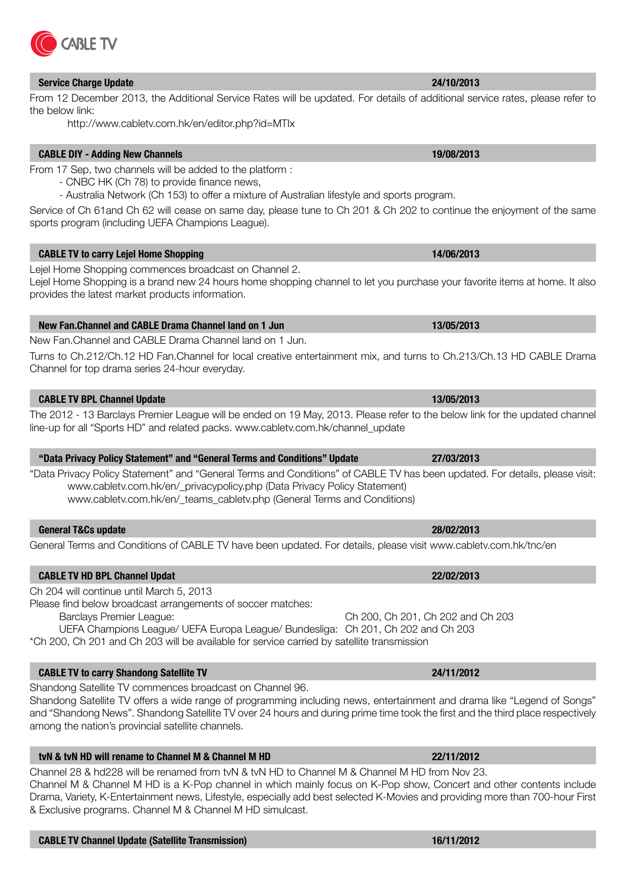## Service Charge Update — 24/10/2013

From 12 December 2013, the Additional Service Rates will be updated. For details of additional service rates, please refer to the below link:

http://www.cabletv.com.hk/en/editor.php?id=MTIx

## CABLE DIY - Adding New Channels — 19/08/2013

From 17 Sep, two channels will be added to the platform :

- CNBC HK (Ch 78) to provide finance news,
- Australia Network (Ch 153) to offer a mixture of Australian lifestyle and sports program.

Service of Ch 61and Ch 62 will cease on same day, please tune to Ch 201 & Ch 202 to continue the enjoyment of the same sports program (including UEFA Champions League).

## CABLE TV to carry Lejel Home Shopping — 14/06/2013

Lejel Home Shopping commences broadcast on Channel 2.

Lejel Home Shopping is a brand new 24 hours home shopping channel to let you purchase your favorite items at home. It also provides the latest market products information.

## New Fan.Channel and CABLE Drama Channel land on 1 Jun — 13/05/2013

New Fan.Channel and CABLE Drama Channel land on 1 Jun.

Turns to Ch.212/Ch.12 HD Fan.Channel for local creative entertainment mix, and turns to Ch.213/Ch.13 HD CABLE Drama Channel for top drama series 24-hour everyday.

## CABLE TV BPL Channel Update — 13/05/2013

The 2012 - 13 Barclays Premier League will be ended on 19 May, 2013. Please refer to the below link for the updated channel line-up for all "Sports HD" and related packs. www.cabletv.com.hk/channel_update

## "Data Privacy Policy Statement" and "General Terms and Conditions" Update — 27/03/2013

"Data Privacy Policy Statement" and "General Terms and Conditions" of CABLE TV has been updated. For details, please visit:

www.cabletv.com.hk/en/_privacypolicy.php (Data Privacy Policy Statement)
www.cabletv.com.hk/en/_teams_cabletv.php (General Terms and Conditions)

## General T&Cs update — 28/02/2013

General Terms and Conditions of CABLE TV have been updated. For details, please visit www.cabletv.com.hk/tnc/en

## CABLE TV HD BPL Channel Updat — 22/02/2013

Ch 204 will continue until March 5, 2013

Please find below broadcast arrangements of soccer matches:

| | |
|---|---|
| Barclays Premier League: | Ch 200, Ch 201, Ch 202 and Ch 203 |
| UEFA Champions League/ UEFA Europa League/ Bundesliga: | Ch 201, Ch 202 and Ch 203 |

*Ch 200, Ch 201 and Ch 203 will be available for service carried by satellite transmission

## CABLE TV to carry Shandong Satellite TV — 24/11/2012

Shandong Satellite TV commences broadcast on Channel 96.

Shandong Satellite TV offers a wide range of programming including news, entertainment and drama like "Legend of Songs" and "Shandong News". Shandong Satellite TV over 24 hours and during prime time took the first and the third place respectively among the nation's provincial satellite channels.

## tvN & tvN HD will rename to Channel M & Channel M HD — 22/11/2012

Channel 28 & hd228 will be renamed from tvN & tvN HD to Channel M & Channel M HD from Nov 23.

Channel M & Channel M HD is a K-Pop channel in which mainly focus on K-Pop show, Concert and other contents include Drama, Variety, K-Entertainment news, Lifestyle, especially add best selected K-Movies and providing more than 700-hour First & Exclusive programs. Channel M & Channel M HD simulcast.

## CABLE TV Channel Update (Satellite Transmission) — 16/11/2012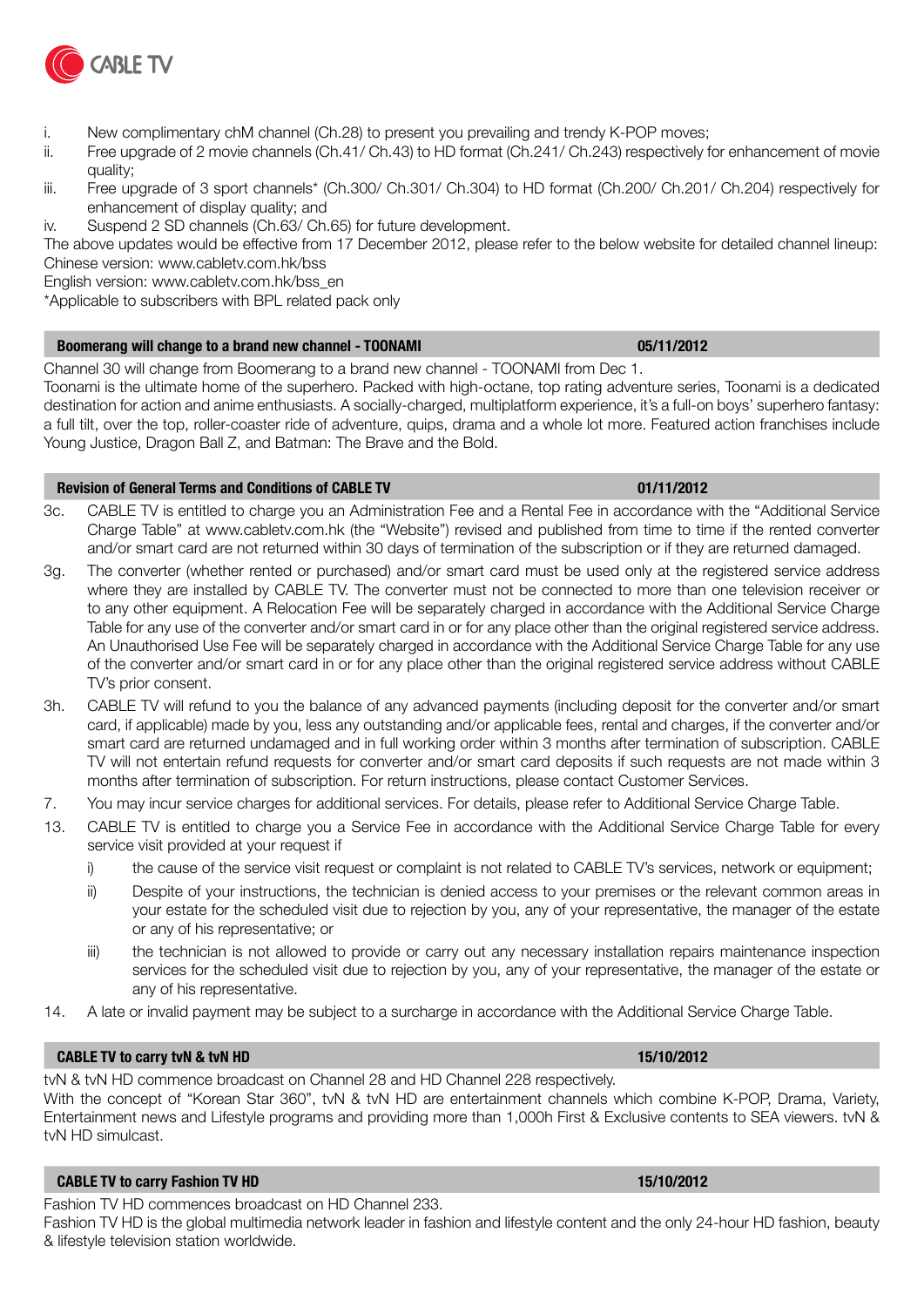i. New complimentary chM channel (Ch.28) to present you prevailing and trendy K-POP moves;
ii. Free upgrade of 2 movie channels (Ch.41/ Ch.43) to HD format (Ch.241/ Ch.243) respectively for enhancement of movie quality;
iii. Free upgrade of 3 sport channels* (Ch.300/ Ch.301/ Ch.304) to HD format (Ch.200/ Ch.201/ Ch.204) respectively for enhancement of display quality; and
iv. Suspend 2 SD channels (Ch.63/ Ch.65) for future development.

The above updates would be effective from 17 December 2012, please refer to the below website for detailed channel lineup:
Chinese version: www.cabletv.com.hk/bss
English version: www.cabletv.com.hk/bss_en
*Applicable to subscribers with BPL related pack only

### Boomerang will change to a brand new channel - TOONAMI — 05/11/2012

Channel 30 will change from Boomerang to a brand new channel - TOONAMI from Dec 1.
Toonami is the ultimate home of the superhero. Packed with high-octane, top rating adventure series, Toonami is a dedicated destination for action and anime enthusiasts. A socially-charged, multiplatform experience, it's a full-on boys' superhero fantasy: a full tilt, over the top, roller-coaster ride of adventure, quips, drama and a whole lot more. Featured action franchises include Young Justice, Dragon Ball Z, and Batman: The Brave and the Bold.

### Revision of General Terms and Conditions of CABLE TV — 01/11/2012

3c. CABLE TV is entitled to charge you an Administration Fee and a Rental Fee in accordance with the "Additional Service Charge Table" at www.cabletv.com.hk (the "Website") revised and published from time to time if the rented converter and/or smart card are not returned within 30 days of termination of the subscription or if they are returned damaged.

3g. The converter (whether rented or purchased) and/or smart card must be used only at the registered service address where they are installed by CABLE TV. The converter must not be connected to more than one television receiver or to any other equipment. A Relocation Fee will be separately charged in accordance with the Additional Service Charge Table for any use of the converter and/or smart card in or for any place other than the original registered service address. An Unauthorised Use Fee will be separately charged in accordance with the Additional Service Charge Table for any use of the converter and/or smart card in or for any place other than the original registered service address without CABLE TV's prior consent.

3h. CABLE TV will refund to you the balance of any advanced payments (including deposit for the converter and/or smart card, if applicable) made by you, less any outstanding and/or applicable fees, rental and charges, if the converter and/or smart card are returned undamaged and in full working order within 3 months after termination of subscription. CABLE TV will not entertain refund requests for converter and/or smart card deposits if such requests are not made within 3 months after termination of subscription. For return instructions, please contact Customer Services.

7. You may incur service charges for additional services. For details, please refer to Additional Service Charge Table.

13. CABLE TV is entitled to charge you a Service Fee in accordance with the Additional Service Charge Table for every service visit provided at your request if
   i) the cause of the service visit request or complaint is not related to CABLE TV's services, network or equipment;
   ii) Despite of your instructions, the technician is denied access to your premises or the relevant common areas in your estate for the scheduled visit due to rejection by you, any of your representative, the manager of the estate or any of his representative; or
   iii) the technician is not allowed to provide or carry out any necessary installation repairs maintenance inspection services for the scheduled visit due to rejection by you, any of your representative, the manager of the estate or any of his representative.

14. A late or invalid payment may be subject to a surcharge in accordance with the Additional Service Charge Table.

### CABLE TV to carry tvN & tvN HD — 15/10/2012

tvN & tvN HD commence broadcast on Channel 28 and HD Channel 228 respectively.
With the concept of "Korean Star 360", tvN & tvN HD are entertainment channels which combine K-POP, Drama, Variety, Entertainment news and Lifestyle programs and providing more than 1,000h First & Exclusive contents to SEA viewers. tvN & tvN HD simulcast.

### CABLE TV to carry Fashion TV HD — 15/10/2012

Fashion TV HD commences broadcast on HD Channel 233.
Fashion TV HD is the global multimedia network leader in fashion and lifestyle content and the only 24-hour HD fashion, beauty & lifestyle television station worldwide.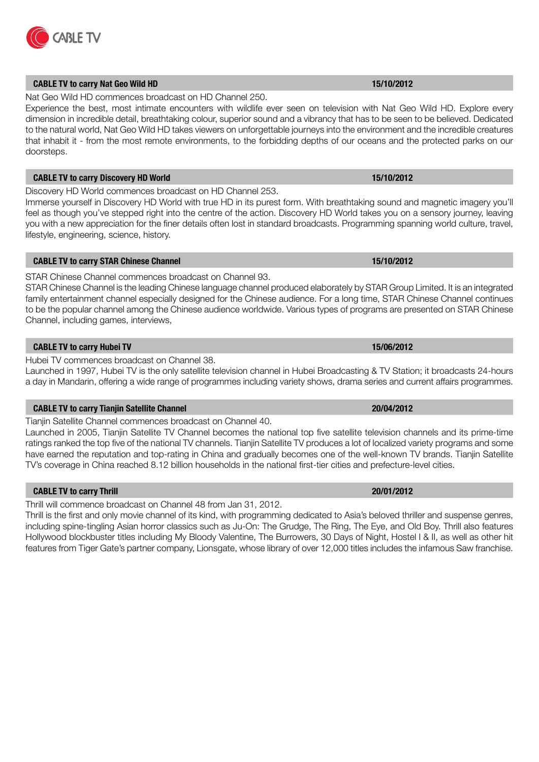## CABLE TV to carry Nat Geo Wild HD — 15/10/2012

Nat Geo Wild HD commences broadcast on HD Channel 250.

Experience the best, most intimate encounters with wildlife ever seen on television with Nat Geo Wild HD. Explore every dimension in incredible detail, breathtaking colour, superior sound and a vibrancy that has to be seen to be believed. Dedicated to the natural world, Nat Geo Wild HD takes viewers on unforgettable journeys into the environment and the incredible creatures that inhabit it - from the most remote environments, to the forbidding depths of our oceans and the protected parks on our doorsteps.

## CABLE TV to carry Discovery HD World — 15/10/2012

Discovery HD World commences broadcast on HD Channel 253.

Immerse yourself in Discovery HD World with true HD in its purest form. With breathtaking sound and magnetic imagery you'll feel as though you've stepped right into the centre of the action. Discovery HD World takes you on a sensory journey, leaving you with a new appreciation for the finer details often lost in standard broadcasts. Programming spanning world culture, travel, lifestyle, engineering, science, history.

## CABLE TV to carry STAR Chinese Channel — 15/10/2012

STAR Chinese Channel commences broadcast on Channel 93.

STAR Chinese Channel is the leading Chinese language channel produced elaborately by STAR Group Limited. It is an integrated family entertainment channel especially designed for the Chinese audience. For a long time, STAR Chinese Channel continues to be the popular channel among the Chinese audience worldwide. Various types of programs are presented on STAR Chinese Channel, including games, interviews,

## CABLE TV to carry Hubei TV — 15/06/2012

Hubei TV commences broadcast on Channel 38.

Launched in 1997, Hubei TV is the only satellite television channel in Hubei Broadcasting & TV Station; it broadcasts 24-hours a day in Mandarin, offering a wide range of programmes including variety shows, drama series and current affairs programmes.

## CABLE TV to carry Tianjin Satellite Channel — 20/04/2012

Tianjin Satellite Channel commences broadcast on Channel 40.

Launched in 2005, Tianjin Satellite TV Channel becomes the national top five satellite television channels and its prime-time ratings ranked the top five of the national TV channels. Tianjin Satellite TV produces a lot of localized variety programs and some have earned the reputation and top-rating in China and gradually becomes one of the well-known TV brands. Tianjin Satellite TV's coverage in China reached 8.12 billion households in the national first-tier cities and prefecture-level cities.

## CABLE TV to carry Thrill — 20/01/2012

Thrill will commence broadcast on Channel 48 from Jan 31, 2012.

Thrill is the first and only movie channel of its kind, with programming dedicated to Asia's beloved thriller and suspense genres, including spine-tingling Asian horror classics such as Ju-On: The Grudge, The Ring, The Eye, and Old Boy. Thrill also features Hollywood blockbuster titles including My Bloody Valentine, The Burrowers, 30 Days of Night, Hostel I & II, as well as other hit features from Tiger Gate's partner company, Lionsgate, whose library of over 12,000 titles includes the infamous Saw franchise.